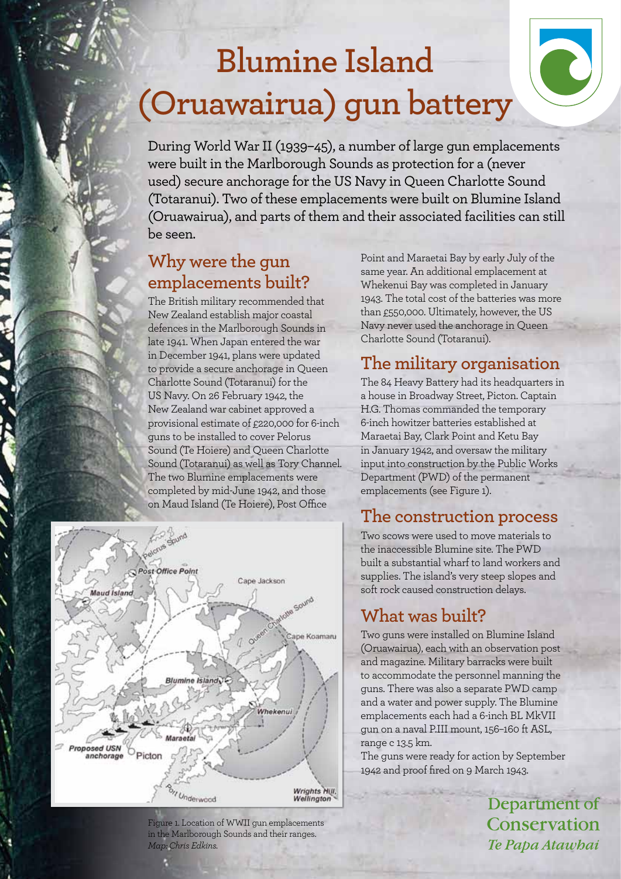# Blumine Island (Oruawairua) gun battery

During World War II (1939–45), a number of large gun emplacements were built in the Marlborough Sounds as protection for a (never used) secure anchorage for the US Navy in Queen Charlotte Sound (Totaranui). Two of these emplacements were built on Blumine Island (Oruawairua), and parts of them and their associated facilities can still be seen.

## Why were the gun emplacements built?

The British military recommended that New Zealand establish major coastal defences in the Marlborough Sounds in late 1941. When Japan entered the war in December 1941, plans were updated to provide a secure anchorage in Queen Charlotte Sound (Totaranui) for the US Navy. On 26 February 1942, the New Zealand war cabinet approved a provisional estimate of £220,000 for 6-inch guns to be installed to cover Pelorus Sound (Te Hoiere) and Queen Charlotte Sound (Totaranui) as well as Tory Channel. The two Blumine emplacements were completed by mid-June 1942, and those on Maud Island (Te Hoiere), Post Office Point and Maraetai Bay by early July of the same year. An additional emplacement at Whekenui Bay was completed in January 1943. The total cost of the batteries was more than £550,000. Ultimately, however, the US Navy never used the anchorage in Queen Charlotte Sound (Totaranui).

Figure 1. Location of WWII gun emplacements in the Marlborough Sounds and their ranges. *Map: Chris Edkins.*

## The military organisation

The 84 Heavy Battery had its headquarters in a house in Broadway Street, Picton. Captain H.G. Thomas commanded the temporary 6-inch howitzer batteries established at Maraetai Bay, Clark Point and Ketu Bay in January 1942, and oversaw the military input into construction by the Public Works Department (PWD) of the permanent emplacements (see Figure 1).

## The construction process

Two scows were used to move materials to the inaccessible Blumine site. The PWD built a substantial wharf to land workers and supplies. The island's very steep slopes and soft rock caused construction delays.

## What was built?

Two guns were installed on Blumine Island (Oruawairua), each with an observation post and magazine. Military barracks were built to accommodate the personnel manning the guns. There was also a separate PWD camp and a water and power supply. The Blumine emplacements each had a 6-inch BL MkVII gun on a naval P.III mount, 156–160 ft ASL, range c 13.5 km.

The guns were ready for action by September 1942 and proof fired on 9 March 1943.

**Department of Conservation**
*Te Papa Atawhai*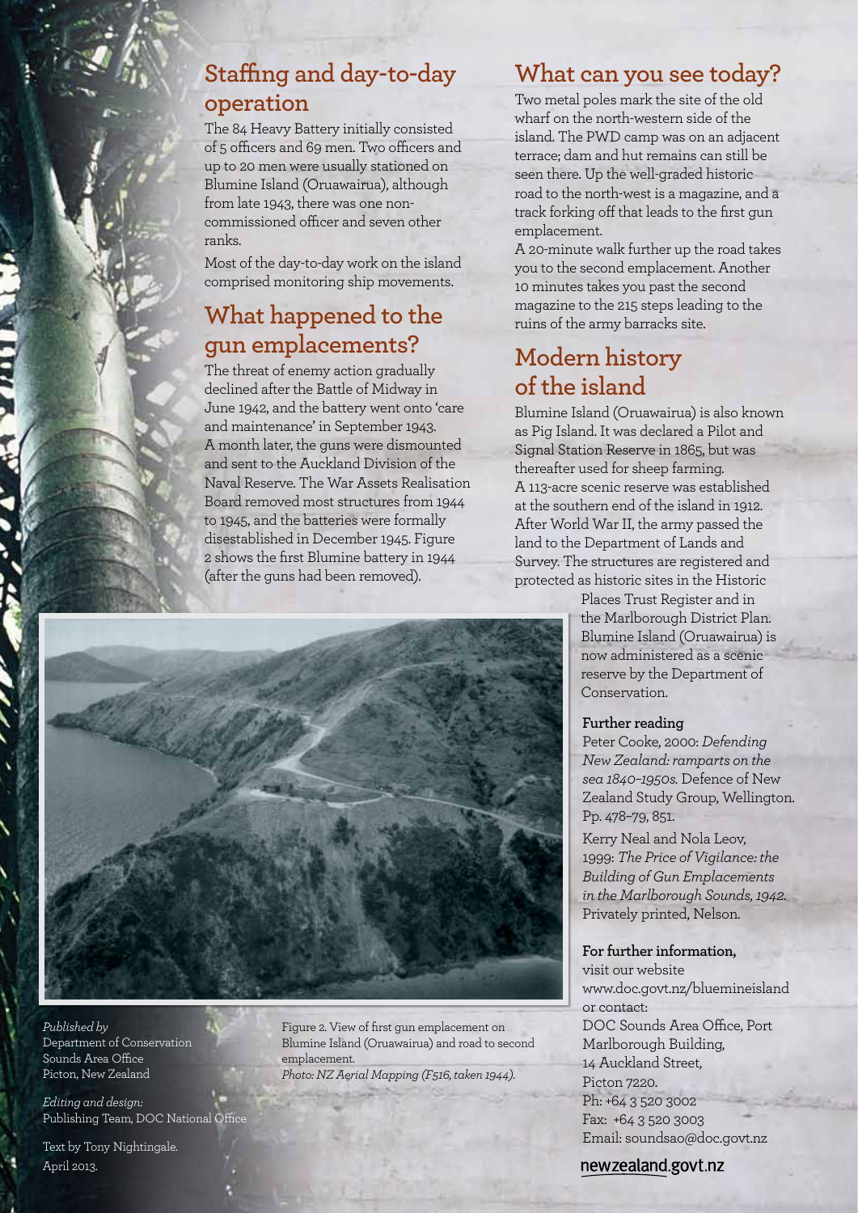## Staffing and day-to-day operation

The 84 Heavy Battery initially consisted of 5 officers and 69 men. Two officers and up to 20 men were usually stationed on Blumine Island (Oruawairua), although from late 1943, there was one non-commissioned officer and seven other ranks.

Most of the day-to-day work on the island comprised monitoring ship movements.

## What happened to the gun emplacements?

The threat of enemy action gradually declined after the Battle of Midway in June 1942, and the battery went onto 'care and maintenance' in September 1943. A month later, the guns were dismounted and sent to the Auckland Division of the Naval Reserve. The War Assets Realisation Board removed most structures from 1944 to 1945, and the batteries were formally disestablished in December 1945. Figure 2 shows the first Blumine battery in 1944 (after the guns had been removed).

Figure 2. View of first gun emplacement on Blumine Island (Oruawairua) and road to second emplacement.
*Photo: NZ Aerial Mapping (F516, taken 1944).*

## What can you see today?

Two metal poles mark the site of the old wharf on the north-western side of the island. The PWD camp was on an adjacent terrace; dam and hut remains can still be seen there. Up the well-graded historic road to the north-west is a magazine, and a track forking off that leads to the first gun emplacement.

A 20-minute walk further up the road takes you to the second emplacement. Another 10 minutes takes you past the second magazine to the 215 steps leading to the ruins of the army barracks site.

## Modern history of the island

Blumine Island (Oruawairua) is also known as Pig Island. It was declared a Pilot and Signal Station Reserve in 1865, but was thereafter used for sheep farming. A 113-acre scenic reserve was established at the southern end of the island in 1912. After World War II, the army passed the land to the Department of Lands and Survey. The structures are registered and protected as historic sites in the Historic Places Trust Register and in the Marlborough District Plan. Blumine Island (Oruawairua) is now administered as a scenic reserve by the Department of Conservation.

#### Further reading

Peter Cooke, 2000: *Defending New Zealand: ramparts on the sea 1840–1950s.* Defence of New Zealand Study Group, Wellington. Pp. 478–79, 851.

Kerry Neal and Nola Leov, 1999: *The Price of Vigilance: the Building of Gun Emplacements in the Marlborough Sounds, 1942.* Privately printed, Nelson.

#### For further information,

visit our website
www.doc.govt.nz/bluemineisland
or contact:
DOC Sounds Area Office, Port Marlborough Building,
14 Auckland Street,
Picton 7220.
Ph: +64 3 520 3002
Fax: +64 3 520 3003
Email: soundsao@doc.govt.nz

*Published by*
Department of Conservation
Sounds Area Office
Picton, New Zealand

*Editing and design:*
Publishing Team, DOC National Office

Text by Tony Nightingale.
April 2013.

newzealand.govt.nz